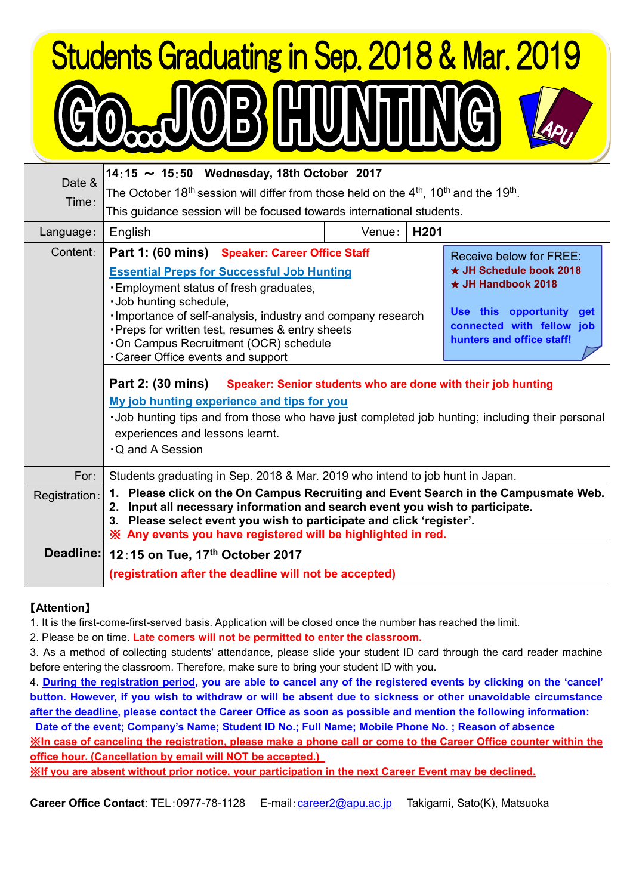# Students Graduating in Sep. 2018 & Mar. 2019

# Go...JOB HUNTING

| | | | |
|---|---|---|---|
| Date & Time: | **14:15 ～ 15:50 Wednesday, 18th October 2017**<br>The October 18th session will differ from those held on the 4th, 10th and the 19th.<br>This guidance session will be focused towards international students. | | |
| Language: | English | Venue: | **H201** |
| Content: | **Part 1: (60 mins)** **Speaker: Career Office Staff**<br>**Essential Preps for Successful Job Hunting**<br>・Employment status of fresh graduates,<br>・Job hunting schedule,<br>・Importance of self-analysis, industry and company research<br>・Preps for written test, resumes & entry sheets<br>・On Campus Recruitment (OCR) schedule<br>・Career Office events and support<br><br>Receive below for FREE:<br>**★ JH Schedule book 2018**<br>**★ JH Handbook 2018**<br>**Use this opportunity get connected with fellow job hunters and office staff!**<br><br>**Part 2: (30 mins)** **Speaker: Senior students who are done with their job hunting**<br>**My job hunting experience and tips for you**<br>・Job hunting tips and from those who have just completed job hunting; including their personal experiences and lessons learnt.<br>・Q and A Session | | |
| For: | Students graduating in Sep. 2018 & Mar. 2019 who intend to job hunt in Japan. | | |
| Registration: | **1. Please click on the On Campus Recruiting and Event Search in the Campusmate Web.**<br>**2. Input all necessary information and search event you wish to participate.**<br>**3. Please select event you wish to participate and click 'register'.**<br>**※ Any events you have registered will be highlighted in red.** | | |
| **Deadline:** | **12:15 on Tue, 17th October 2017**<br>**(registration after the deadline will not be accepted)** | | |

**【Attention】**

1. It is the first-come-first-served basis. Application will be closed once the number has reached the limit.
2. Please be on time. **Late comers will not be permitted to enter the classroom.**
3. As a method of collecting students' attendance, please slide your student ID card through the card reader machine before entering the classroom. Therefore, make sure to bring your student ID with you.
4. **During the registration period, you are able to cancel any of the registered events by clicking on the 'cancel' button. However, if you wish to withdraw or will be absent due to sickness or other unavoidable circumstance after the deadline, please contact the Career Office as soon as possible and mention the following information:**
   **Date of the event; Company's Name; Student ID No.; Full Name; Mobile Phone No. ; Reason of absence**

**※In case of canceling the registration, please make a phone call or come to the Career Office counter within the office hour. (Cancellation by email will NOT be accepted.)**

**※If you are absent without prior notice, your participation in the next Career Event may be declined.**

**Career Office Contact**: TEL:0977-78-1128  E-mail:career2@apu.ac.jp  Takigami, Sato(K), Matsuoka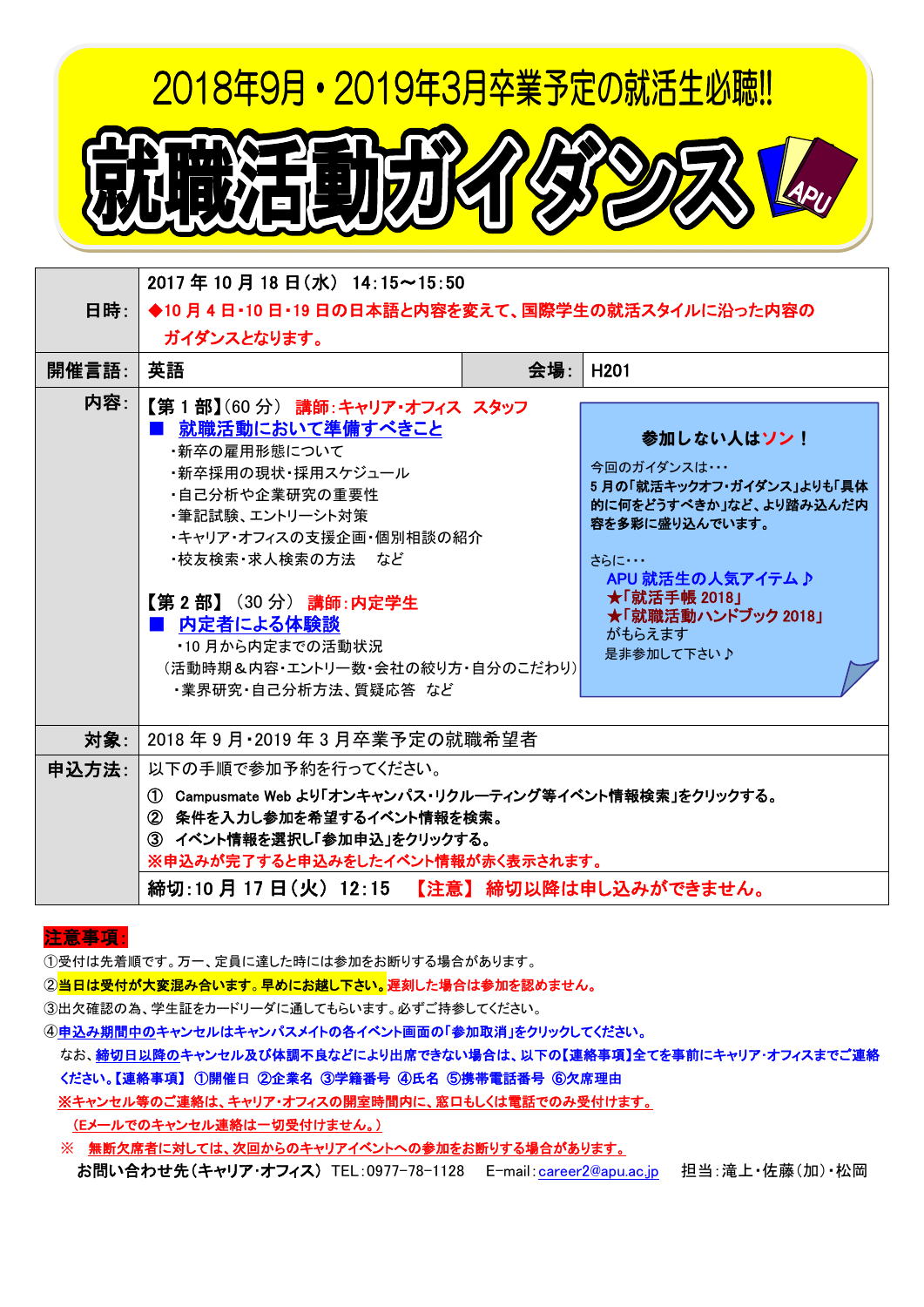2018年9月・2019年3月卒業予定の就活生必聴!!

# 就職活動ガイダンス

| | | | |
|---|---|---|---|
| 日時: | 2017 年 10 月 18 日(水) 14:15～15:50<br>◆10 月 4 日・10 日・19 日の日本語と内容を変えて、国際学生の就活スタイルに沿った内容のガイダンスとなります。 | | |
| 開催言語: | 英語 | 会場: | H201 |
| 内容: | 【第 1 部】(60 分) 講師:キャリア・オフィス スタッフ<br>■ 就職活動において準備すべきこと<br>・新卒の雇用形態について<br>・新卒採用の現状・採用スケジュール<br>・自己分析や企業研究の重要性<br>・筆記試験、エントリーシート対策<br>・キャリア・オフィスの支援企画・個別相談の紹介<br>・校友検索・求人検索の方法 など<br><br>【第 2 部】(30 分) 講師:内定学生<br>■ 内定者による体験談<br>・10 月から内定までの活動状況<br>(活動時期＆内容・エントリー数・会社の絞り方・自分のこだわり)<br>・業界研究・自己分析方法、質疑応答 など | | |
| 対象: | 2018 年 9 月・2019 年 3 月卒業予定の就職希望者 | | |
| 申込方法: | 以下の手順で参加予約を行ってください。<br>① Campusmate Web より「オンキャンパス・リクルーティング等イベント情報検索」をクリックする。<br>② 条件を入力し参加を希望するイベント情報を検索。<br>③ イベント情報を選択し「参加申込」をクリックする。<br>※申込みが完了すると申込みをしたイベント情報が赤く表示されます。 | | |
| | 締切:10 月 17 日(火) 12:15 【注意】 締切以降は申し込みができません。 | | |

**参加しない人はソン！**

今回のガイダンスは・・・
5 月の「就活キックオフ・ガイダンス」よりも「具体的に何をどうすべきか」など、より踏み込んだ内容を多彩に盛り込んでいます。

さらに・・・
APU 就活生の人気アイテム♪
★「就活手帳 2018」
★「就職活動ハンドブック 2018」
がもらえます
是非参加して下さい♪

**注意事項:**

①受付は先着順です。万一、定員に達した時には参加をお断りする場合があります。
②当日は受付が大変混み合います。早めにお越し下さい。遅刻した場合は参加を認めません。
③出欠確認の為、学生証をカードリーダに通してもらいます。必ずご持参してください。
④申込み期間中のキャンセルはキャンパスメイトの各イベント画面の「参加取消」をクリックしてください。
なお、締切日以降のキャンセル及び体調不良などにより出席できない場合は、以下の【連絡事項】全てを事前にキャリア・オフィスまでご連絡ください。【連絡事項】 ①開催日 ②企業名 ③学籍番号 ④氏名 ⑤携帯電話番号 ⑥欠席理由
※キャンセル等のご連絡は、キャリア・オフィスの開室時間内に、窓口もしくは電話でのみ受付けます。
(Eメールでのキャンセル連絡は一切受付けません。)
※ 無断欠席者に対しては、次回からのキャリアイベントへの参加をお断りする場合があります。

お問い合わせ先(キャリア・オフィス) TEL:0977-78-1128 E-mail:career2@apu.ac.jp 担当:滝上・佐藤(加)・松岡